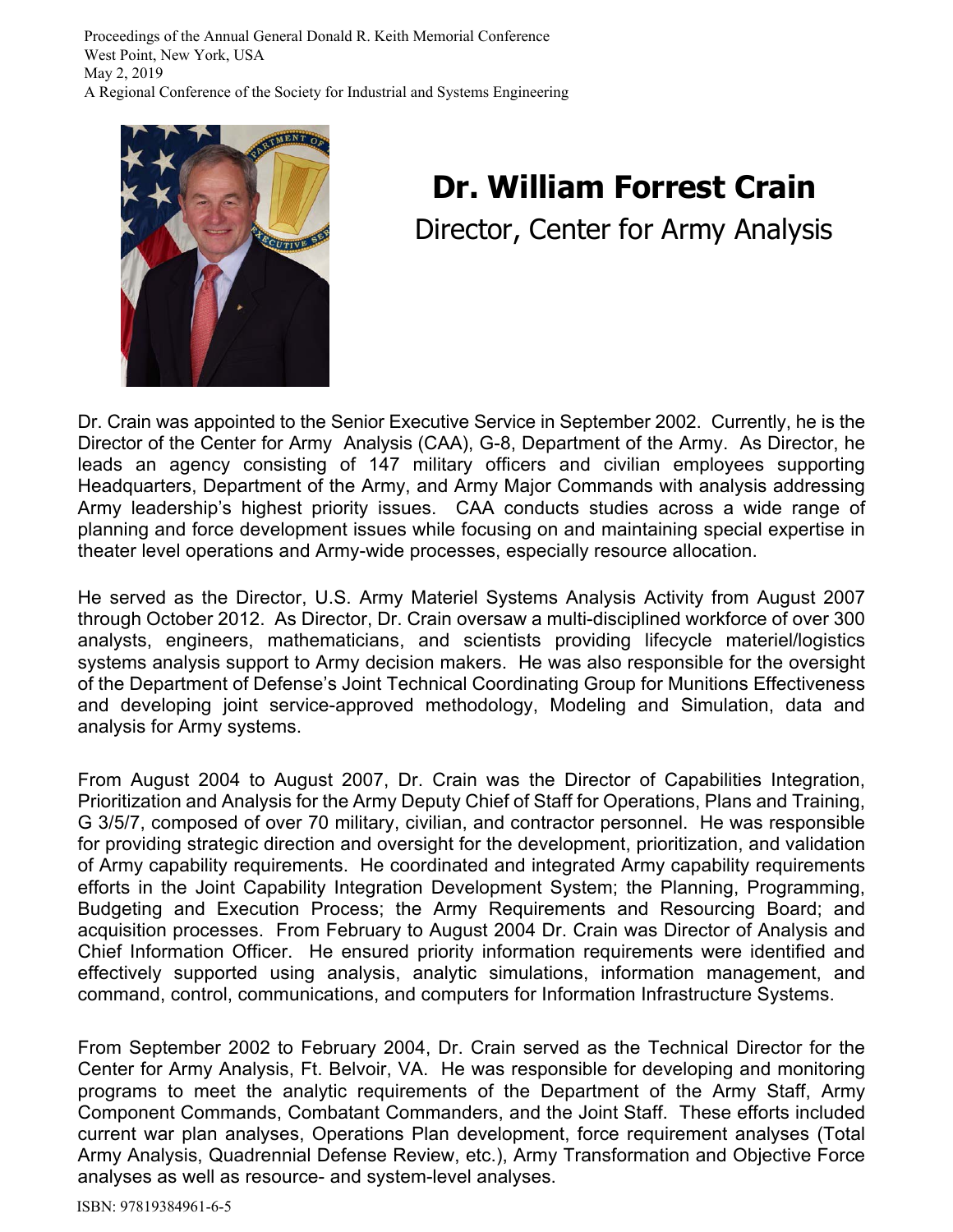# Dr. William Forrest Crain

Director, Center for Army Analysis

Dr. Crain was appointed to the Senior Executive Service in September 2002. Currently, he is the Director of the Center for Army Analysis (CAA), G-8, Department of the Army. As Director, he leads an agency consisting of 147 military officers and civilian employees supporting Headquarters, Department of the Army, and Army Major Commands with analysis addressing Army leadership's highest priority issues. CAA conducts studies across a wide range of planning and force development issues while focusing on and maintaining special expertise in theater level operations and Army-wide processes, especially resource allocation.

He served as the Director, U.S. Army Materiel Systems Analysis Activity from August 2007 through October 2012. As Director, Dr. Crain oversaw a multi-disciplined workforce of over 300 analysts, engineers, mathematicians, and scientists providing lifecycle materiel/logistics systems analysis support to Army decision makers. He was also responsible for the oversight of the Department of Defense's Joint Technical Coordinating Group for Munitions Effectiveness and developing joint service-approved methodology, Modeling and Simulation, data and analysis for Army systems.

From August 2004 to August 2007, Dr. Crain was the Director of Capabilities Integration, Prioritization and Analysis for the Army Deputy Chief of Staff for Operations, Plans and Training, G 3/5/7, composed of over 70 military, civilian, and contractor personnel. He was responsible for providing strategic direction and oversight for the development, prioritization, and validation of Army capability requirements. He coordinated and integrated Army capability requirements efforts in the Joint Capability Integration Development System; the Planning, Programming, Budgeting and Execution Process; the Army Requirements and Resourcing Board; and acquisition processes. From February to August 2004 Dr. Crain was Director of Analysis and Chief Information Officer. He ensured priority information requirements were identified and effectively supported using analysis, analytic simulations, information management, and command, control, communications, and computers for Information Infrastructure Systems.

From September 2002 to February 2004, Dr. Crain served as the Technical Director for the Center for Army Analysis, Ft. Belvoir, VA. He was responsible for developing and monitoring programs to meet the analytic requirements of the Department of the Army Staff, Army Component Commands, Combatant Commanders, and the Joint Staff. These efforts included current war plan analyses, Operations Plan development, force requirement analyses (Total Army Analysis, Quadrennial Defense Review, etc.), Army Transformation and Objective Force analyses as well as resource- and system-level analyses.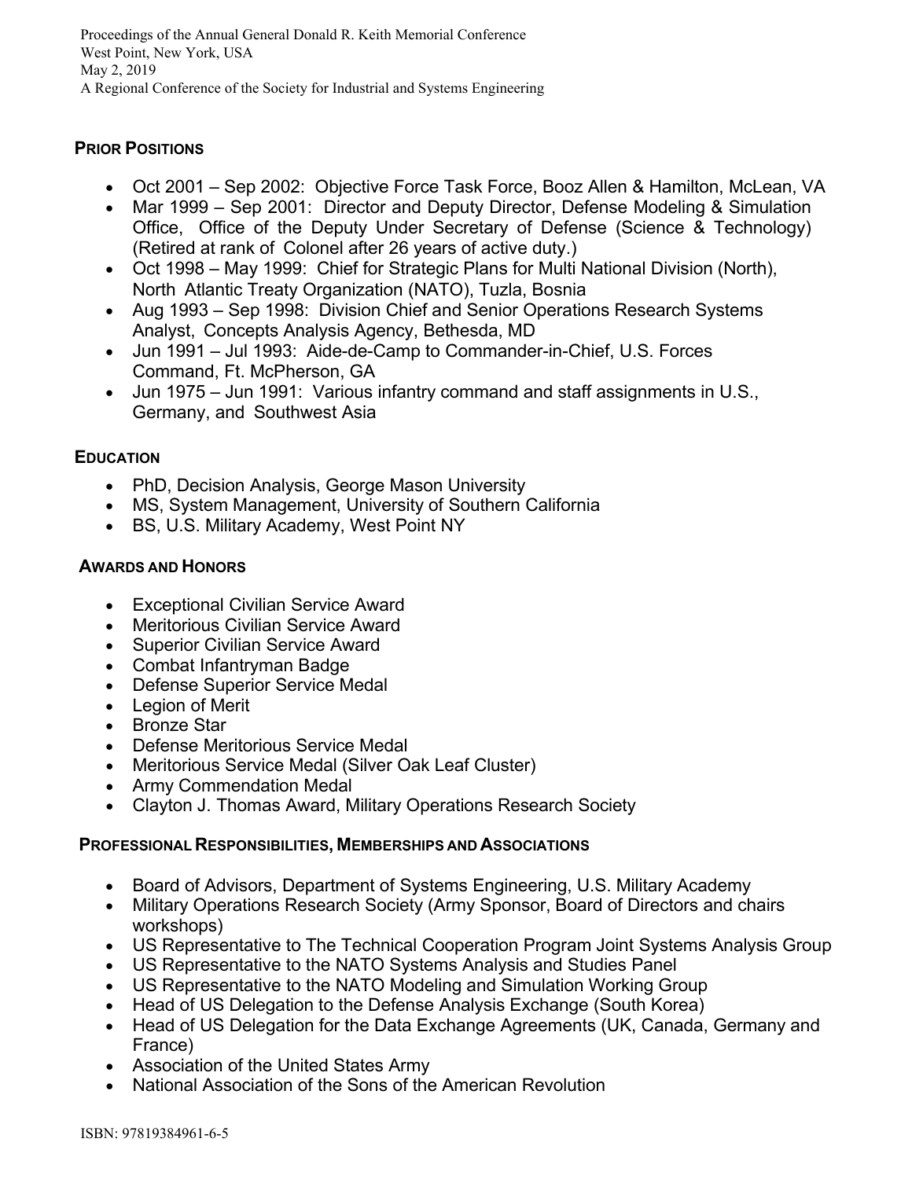## Prior Positions

- Oct 2001 – Sep 2002: Objective Force Task Force, Booz Allen & Hamilton, McLean, VA
- Mar 1999 – Sep 2001: Director and Deputy Director, Defense Modeling & Simulation Office, Office of the Deputy Under Secretary of Defense (Science & Technology) (Retired at rank of Colonel after 26 years of active duty.)
- Oct 1998 – May 1999: Chief for Strategic Plans for Multi National Division (North), North Atlantic Treaty Organization (NATO), Tuzla, Bosnia
- Aug 1993 – Sep 1998: Division Chief and Senior Operations Research Systems Analyst, Concepts Analysis Agency, Bethesda, MD
- Jun 1991 – Jul 1993: Aide-de-Camp to Commander-in-Chief, U.S. Forces Command, Ft. McPherson, GA
- Jun 1975 – Jun 1991: Various infantry command and staff assignments in U.S., Germany, and Southwest Asia

## Education

- PhD, Decision Analysis, George Mason University
- MS, System Management, University of Southern California
- BS, U.S. Military Academy, West Point NY

## Awards and Honors

- Exceptional Civilian Service Award
- Meritorious Civilian Service Award
- Superior Civilian Service Award
- Combat Infantryman Badge
- Defense Superior Service Medal
- Legion of Merit
- Bronze Star
- Defense Meritorious Service Medal
- Meritorious Service Medal (Silver Oak Leaf Cluster)
- Army Commendation Medal
- Clayton J. Thomas Award, Military Operations Research Society

## Professional Responsibilities, Memberships and Associations

- Board of Advisors, Department of Systems Engineering, U.S. Military Academy
- Military Operations Research Society (Army Sponsor, Board of Directors and chairs workshops)
- US Representative to The Technical Cooperation Program Joint Systems Analysis Group
- US Representative to the NATO Systems Analysis and Studies Panel
- US Representative to the NATO Modeling and Simulation Working Group
- Head of US Delegation to the Defense Analysis Exchange (South Korea)
- Head of US Delegation for the Data Exchange Agreements (UK, Canada, Germany and France)
- Association of the United States Army
- National Association of the Sons of the American Revolution